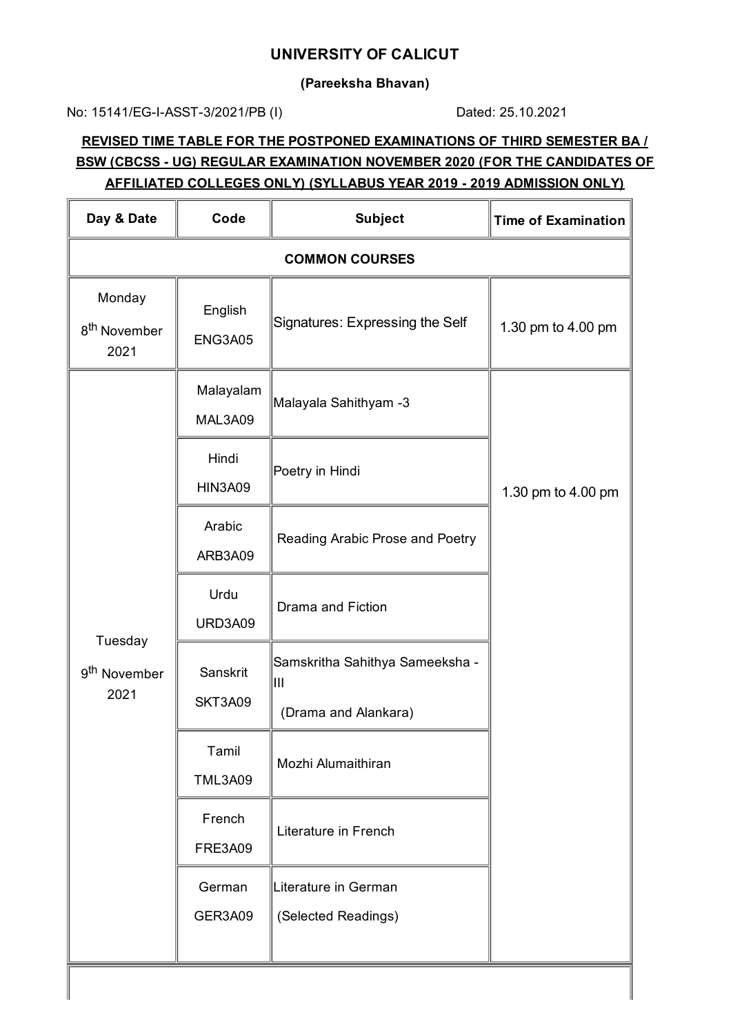# UNIVERSITY OF CALICUT

**(Pareeksha Bhavan)**

No: 15141/EG-I-ASST-3/2021/PB (I) Dated: 25.10.2021

**REVISED TIME TABLE FOR THE POSTPONED EXAMINATIONS OF THIRD SEMESTER BA / BSW (CBCSS - UG) REGULAR EXAMINATION NOVEMBER 2020 (FOR THE CANDIDATES OF AFFILIATED COLLEGES ONLY) (SYLLABUS YEAR 2019 - 2019 ADMISSION ONLY)**

| Day & Date | Code | Subject | Time of Examination |
|---|---|---|---|
| **COMMON COURSES** | | | |
| Monday 8th November 2021 | English ENG3A05 | Signatures: Expressing the Self | 1.30 pm to 4.00 pm |
| Tuesday 9th November 2021 | Malayalam MAL3A09 | Malayala Sahithyam -3 | 1.30 pm to 4.00 pm |
| | Hindi HIN3A09 | Poetry in Hindi | |
| | Arabic ARB3A09 | Reading Arabic Prose and Poetry | |
| | Urdu URD3A09 | Drama and Fiction | |
| | Sanskrit SKT3A09 | Samskritha Sahithya Sameeksha - III (Drama and Alankara) | |
| | Tamil TML3A09 | Mozhi Alumaithiran | |
| | French FRE3A09 | Literature in French | |
| | German GER3A09 | Literature in German (Selected Readings) | |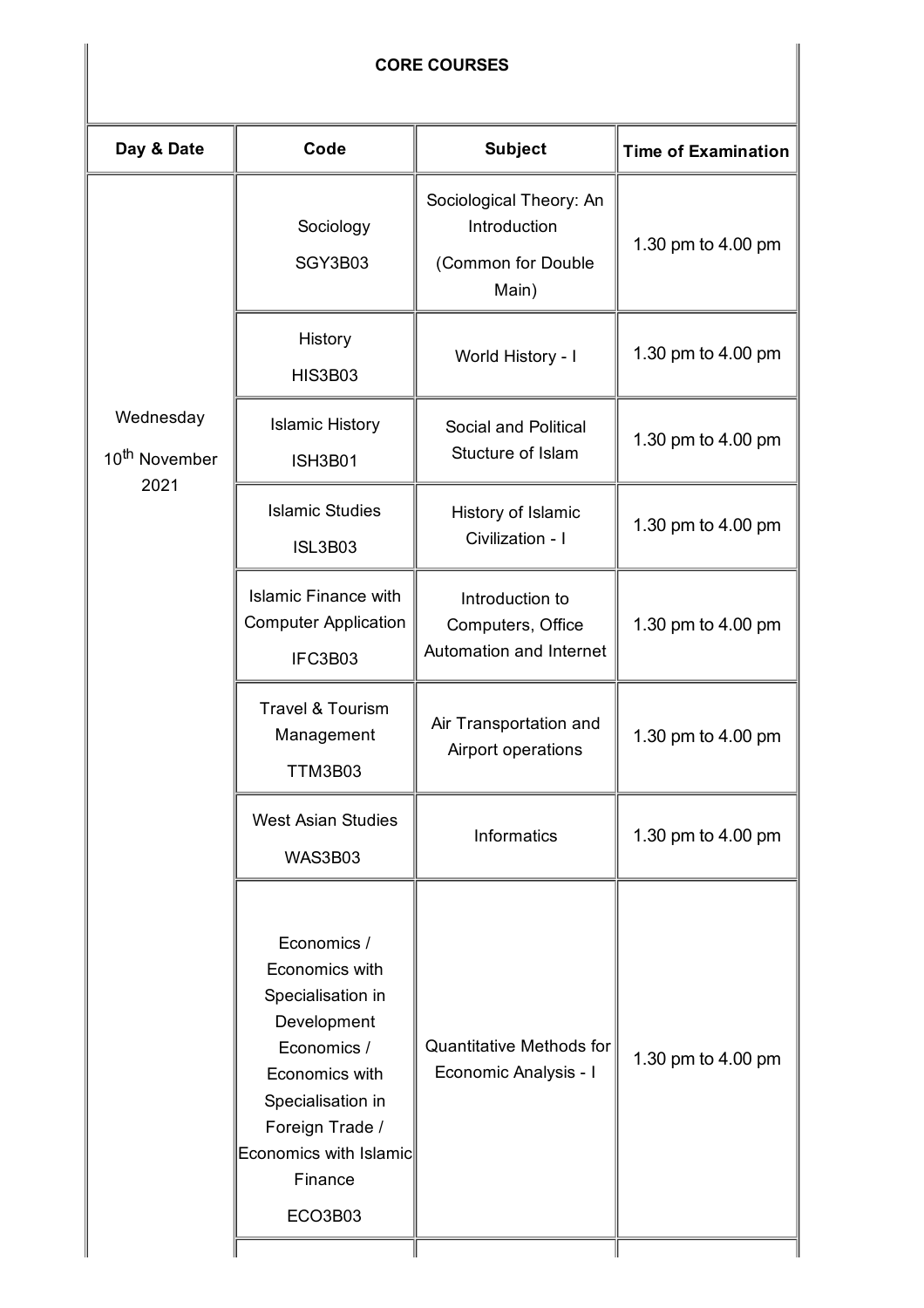**CORE COURSES**

| Day & Date | Code | Subject | Time of Examination |
| --- | --- | --- | --- |
| Wednesday 10th November 2021 | Sociology SGY3B03 | Sociological Theory: An Introduction (Common for Double Main) | 1.30 pm to 4.00 pm |
| | History HIS3B03 | World History - I | 1.30 pm to 4.00 pm |
| | Islamic History ISH3B01 | Social and Political Stucture of Islam | 1.30 pm to 4.00 pm |
| | Islamic Studies ISL3B03 | History of Islamic Civilization - I | 1.30 pm to 4.00 pm |
| | Islamic Finance with Computer Application IFC3B03 | Introduction to Computers, Office Automation and Internet | 1.30 pm to 4.00 pm |
| | Travel & Tourism Management TTM3B03 | Air Transportation and Airport operations | 1.30 pm to 4.00 pm |
| | West Asian Studies WAS3B03 | Informatics | 1.30 pm to 4.00 pm |
| | Economics / Economics with Specialisation in Development Economics / Economics with Specialisation in Foreign Trade / Economics with Islamic Finance ECO3B03 | Quantitative Methods for Economic Analysis - I | 1.30 pm to 4.00 pm |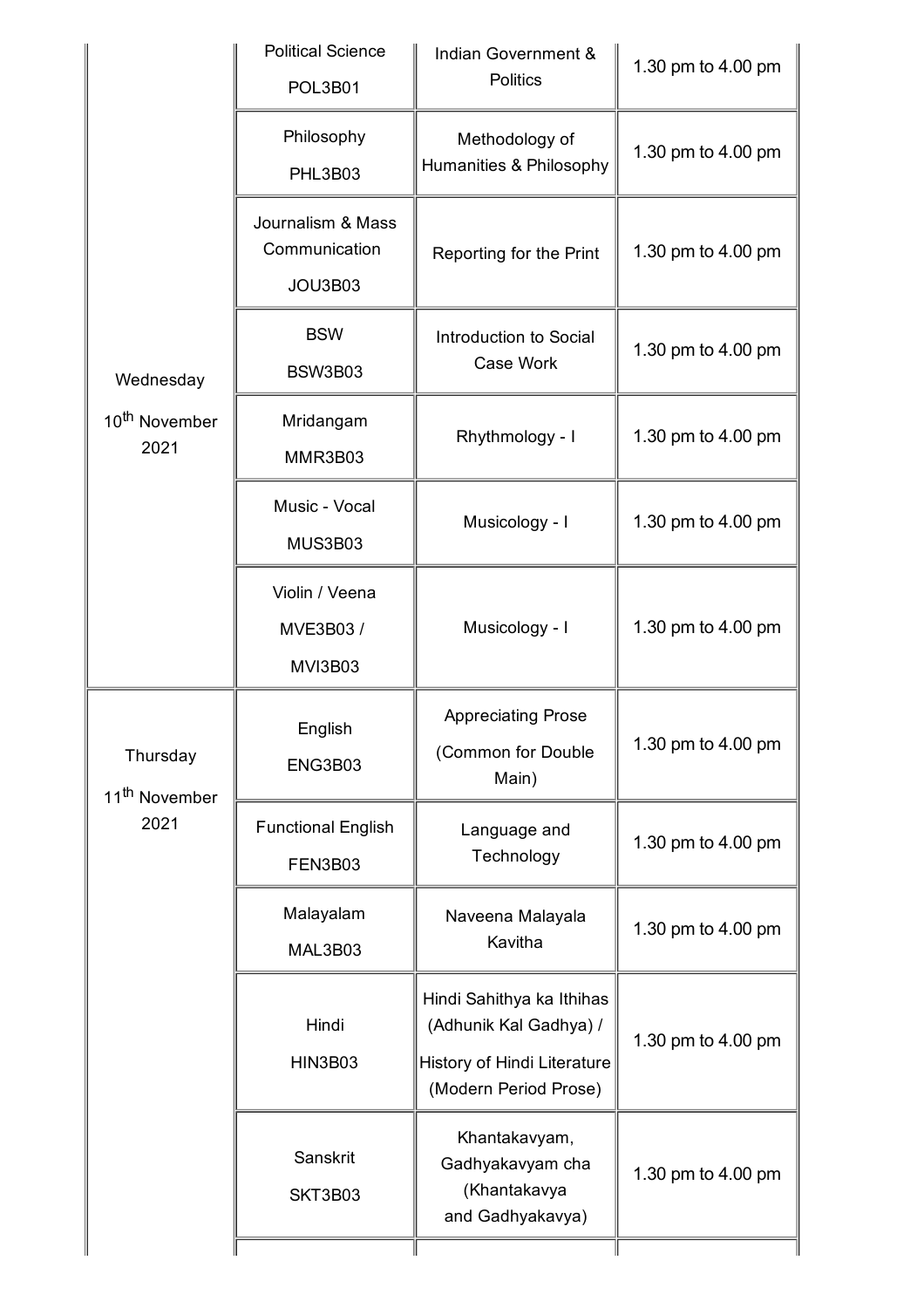| | | | |
|---|---|---|---|
| Wednesday 10th November 2021 | Political Science POL3B01 | Indian Government & Politics | 1.30 pm to 4.00 pm |
| | Philosophy PHL3B03 | Methodology of Humanities & Philosophy | 1.30 pm to 4.00 pm |
| | Journalism & Mass Communication JOU3B03 | Reporting for the Print | 1.30 pm to 4.00 pm |
| | BSW BSW3B03 | Introduction to Social Case Work | 1.30 pm to 4.00 pm |
| | Mridangam MMR3B03 | Rhythmology - I | 1.30 pm to 4.00 pm |
| | Music - Vocal MUS3B03 | Musicology - I | 1.30 pm to 4.00 pm |
| | Violin / Veena MVE3B03 / MVI3B03 | Musicology - I | 1.30 pm to 4.00 pm |
| Thursday 11th November 2021 | English ENG3B03 | Appreciating Prose (Common for Double Main) | 1.30 pm to 4.00 pm |
| | Functional English FEN3B03 | Language and Technology | 1.30 pm to 4.00 pm |
| | Malayalam MAL3B03 | Naveena Malayala Kavitha | 1.30 pm to 4.00 pm |
| | Hindi HIN3B03 | Hindi Sahithya ka Ithihas (Adhunik Kal Gadhya) / History of Hindi Literature (Modern Period Prose) | 1.30 pm to 4.00 pm |
| | Sanskrit SKT3B03 | Khantakavyam, Gadhyakavyam cha (Khantakavya and Gadhyakavya) | 1.30 pm to 4.00 pm |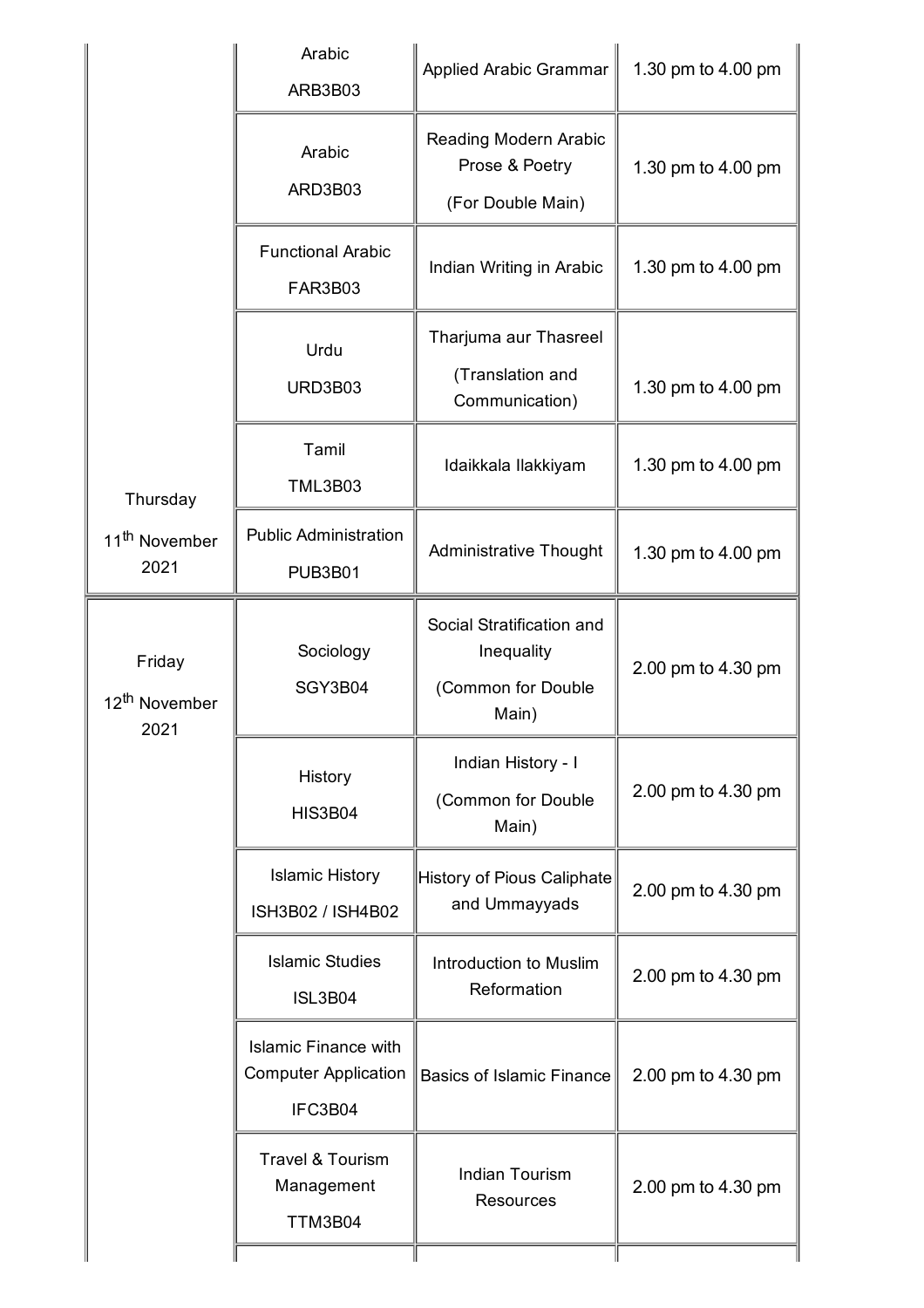| | | | |
|---|---|---|---|
| | Arabic ARB3B03 | Applied Arabic Grammar | 1.30 pm to 4.00 pm |
| | Arabic ARD3B03 | Reading Modern Arabic Prose & Poetry (For Double Main) | 1.30 pm to 4.00 pm |
| | Functional Arabic FAR3B03 | Indian Writing in Arabic | 1.30 pm to 4.00 pm |
| | Urdu URD3B03 | Tharjuma aur Thasreel (Translation and Communication) | 1.30 pm to 4.00 pm |
| | Tamil TML3B03 | Idaikkala Ilakkiyam | 1.30 pm to 4.00 pm |
| Thursday 11th November 2021 | Public Administration PUB3B01 | Administrative Thought | 1.30 pm to 4.00 pm |
| Friday 12th November 2021 | Sociology SGY3B04 | Social Stratification and Inequality (Common for Double Main) | 2.00 pm to 4.30 pm |
| | History HIS3B04 | Indian History - I (Common for Double Main) | 2.00 pm to 4.30 pm |
| | Islamic History ISH3B02 / ISH4B02 | History of Pious Caliphate and Ummayyads | 2.00 pm to 4.30 pm |
| | Islamic Studies ISL3B04 | Introduction to Muslim Reformation | 2.00 pm to 4.30 pm |
| | Islamic Finance with Computer Application IFC3B04 | Basics of Islamic Finance | 2.00 pm to 4.30 pm |
| | Travel & Tourism Management TTM3B04 | Indian Tourism Resources | 2.00 pm to 4.30 pm |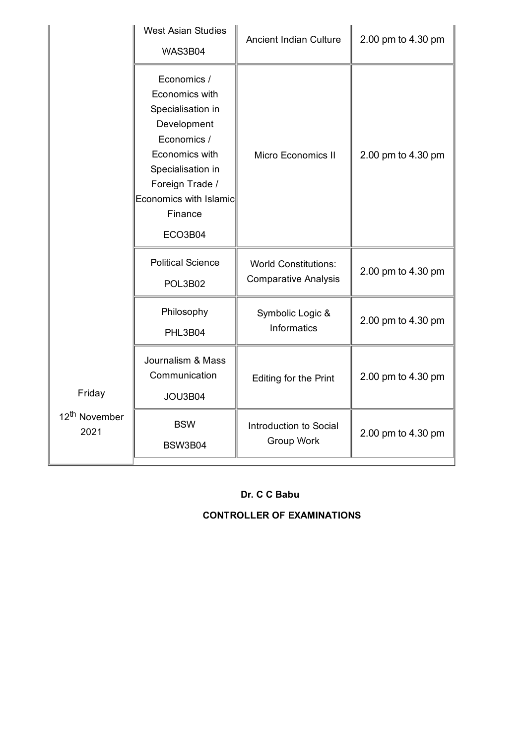| | | | |
|---|---|---|---|
| | West Asian Studies WAS3B04 | Ancient Indian Culture | 2.00 pm to 4.30 pm |
| | Economics / Economics with Specialisation in Development Economics / Economics with Specialisation in Foreign Trade / Economics with Islamic Finance ECO3B04 | Micro Economics II | 2.00 pm to 4.30 pm |
| | Political Science POL3B02 | World Constitutions: Comparative Analysis | 2.00 pm to 4.30 pm |
| | Philosophy PHL3B04 | Symbolic Logic & Informatics | 2.00 pm to 4.30 pm |
| Friday 12th November 2021 | Journalism & Mass Communication JOU3B04 | Editing for the Print | 2.00 pm to 4.30 pm |
| | BSW BSW3B04 | Introduction to Social Group Work | 2.00 pm to 4.30 pm |

**Dr. C C Babu**

**CONTROLLER OF EXAMINATIONS**